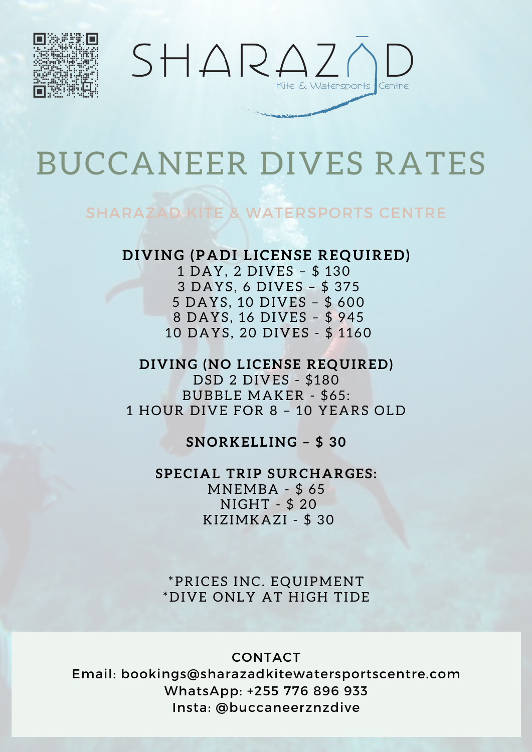SHARAZAD
Kite & Watersports Centre

# BUCCANEER DIVES RATES

## SHARAZAD KITE & WATERSPORTS CENTRE

**DIVING (PADI LICENSE REQUIRED)**

1 DAY, 2 DIVES – $ 130
3 DAYS, 6 DIVES – $ 375
5 DAYS, 10 DIVES – $ 600
8 DAYS, 16 DIVES – $ 945
10 DAYS, 20 DIVES - $ 1160

**DIVING (NO LICENSE REQUIRED)**

DSD 2 DIVES - $180
BUBBLE MAKER - $65:
1 HOUR DIVE FOR 8 – 10 YEARS OLD

**SNORKELLING – $ 30**

**SPECIAL TRIP SURCHARGES:**

MNEMBA - $ 65
NIGHT - $ 20
KIZIMKAZI - $ 30

*PRICES INC. EQUIPMENT
*DIVE ONLY AT HIGH TIDE

CONTACT
Email: bookings@sharazadkitewatersportscentre.com
WhatsApp: +255 776 896 933
Insta: @buccaneerznzdive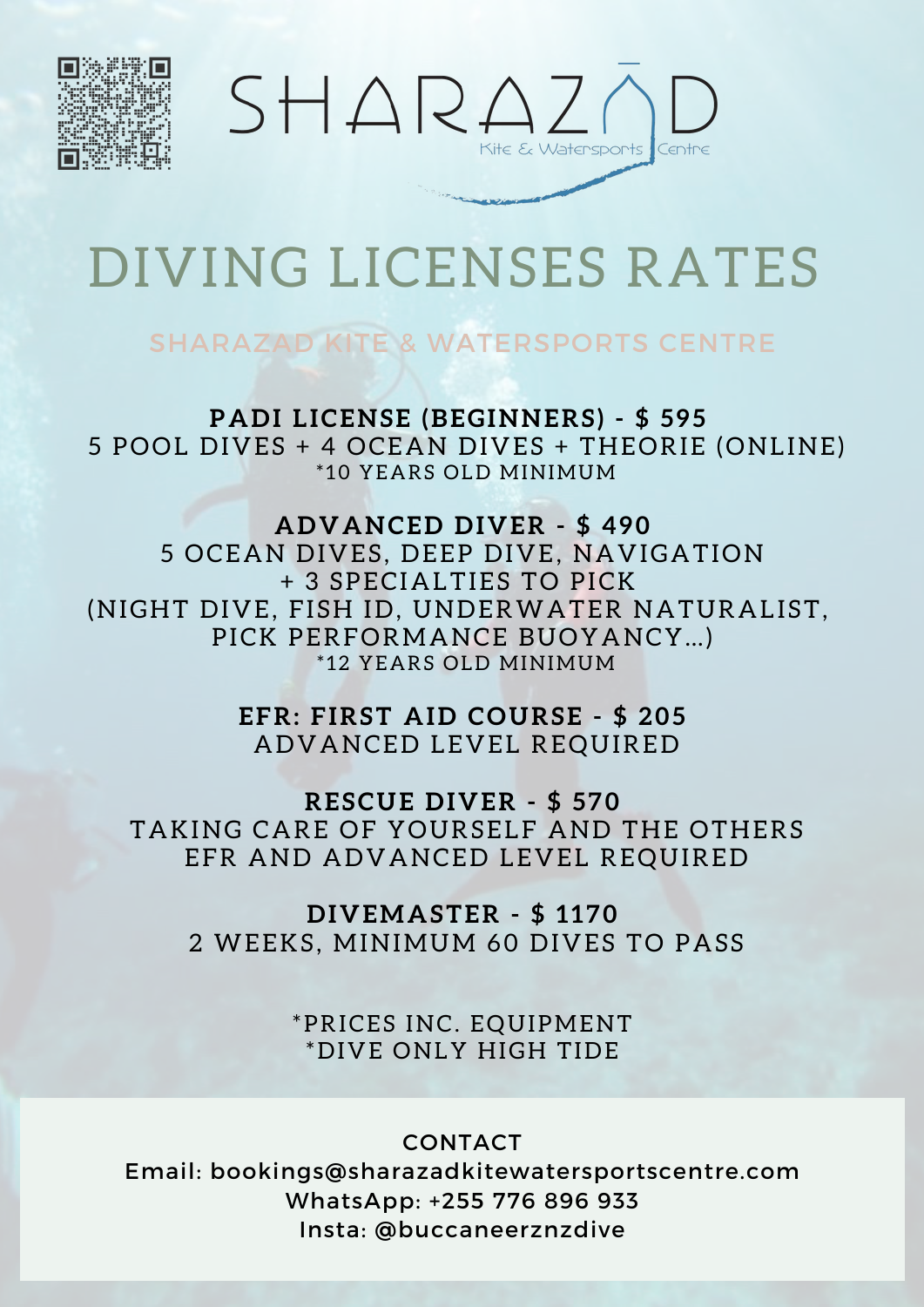SHARAZAD

Kite & Watersports Centre

# DIVING LICENSES RATES

## SHARAZAD KITE & WATERSPORTS CENTRE

**PADI LICENSE (BEGINNERS) - $ 595**
5 POOL DIVES + 4 OCEAN DIVES + THEORIE (ONLINE)
*10 YEARS OLD MINIMUM

**ADVANCED DIVER - $ 490**
5 OCEAN DIVES, DEEP DIVE, NAVIGATION
+ 3 SPECIALTIES TO PICK
(NIGHT DIVE, FISH ID, UNDERWATER NATURALIST, PICK PERFORMANCE BUOYANCY...)
*12 YEARS OLD MINIMUM

**EFR: FIRST AID COURSE - $ 205**
ADVANCED LEVEL REQUIRED

**RESCUE DIVER - $ 570**
TAKING CARE OF YOURSELF AND THE OTHERS
EFR AND ADVANCED LEVEL REQUIRED

**DIVEMASTER - $ 1170**
2 WEEKS, MINIMUM 60 DIVES TO PASS

*PRICES INC. EQUIPMENT
*DIVE ONLY HIGH TIDE

CONTACT
Email: bookings@sharazadkitewatersportscentre.com
WhatsApp: +255 776 896 933
Insta: @buccaneerznzdive